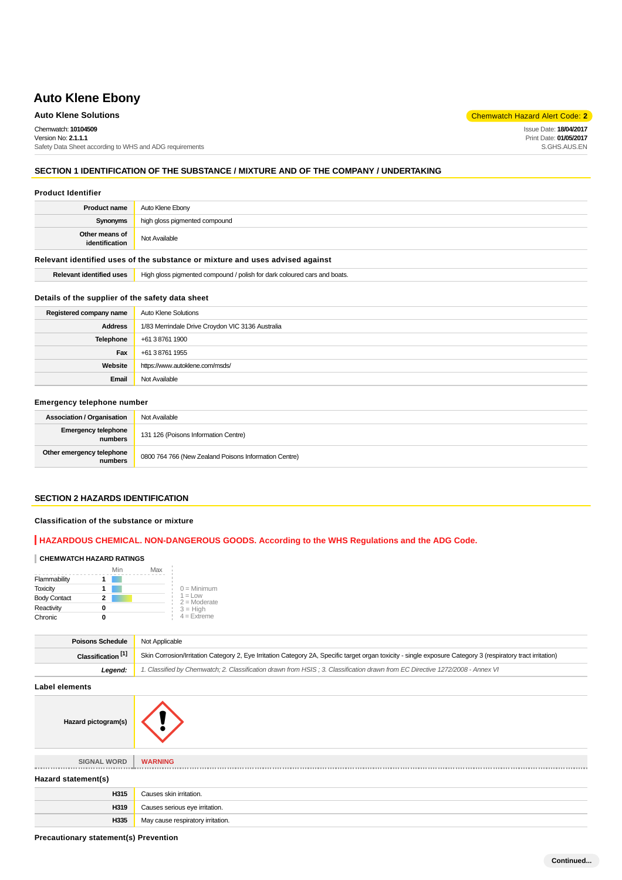# Auto Klene Ebony

**Auto Klene Solutions**

Chemwatch Hazard Alert Code: **2**

Chemwatch: **10104509**
Version No: **2.1.1.1**
Safety Data Sheet according to WHS and ADG requirements

Issue Date: **18/04/2017**
Print Date: **01/05/2017**
S.GHS.AUS.EN

## SECTION 1 IDENTIFICATION OF THE SUBSTANCE / MIXTURE AND OF THE COMPANY / UNDERTAKING

### Product Identifier

| | |
|---|---|
| **Product name** | Auto Klene Ebony |
| **Synonyms** | high gloss pigmented compound |
| **Other means of identification** | Not Available |

### Relevant identified uses of the substance or mixture and uses advised against

| | |
|---|---|
| **Relevant identified uses** | High gloss pigmented compound / polish for dark coloured cars and boats. |

### Details of the supplier of the safety data sheet

| | |
|---|---|
| **Registered company name** | Auto Klene Solutions |
| **Address** | 1/83 Merrindale Drive Croydon VIC 3136 Australia |
| **Telephone** | +61 3 8761 1900 |
| **Fax** | +61 3 8761 1955 |
| **Website** | https://www.autoklene.com/msds/ |
| **Email** | Not Available |

### Emergency telephone number

| | |
|---|---|
| **Association / Organisation** | Not Available |
| **Emergency telephone numbers** | 131 126 (Poisons Information Centre) |
| **Other emergency telephone numbers** | 0800 764 766 (New Zealand Poisons Information Centre) |

## SECTION 2 HAZARDS IDENTIFICATION

### Classification of the substance or mixture

**HAZARDOUS CHEMICAL. NON-DANGEROUS GOODS. According to the WHS Regulations and the ADG Code.**

**CHEMWATCH HAZARD RATINGS**

| | Rating (Min–Max) |
|---|---|
| Flammability | 1 |
| Toxicity | 1 |
| Body Contact | 2 |
| Reactivity | 0 |
| Chronic | 0 |

0 = Minimum
1 = Low
2 = Moderate
3 = High
4 = Extreme

| | |
|---|---|
| **Poisons Schedule** | Not Applicable |
| **Classification [1]** | Skin Corrosion/Irritation Category 2, Eye Irritation Category 2A, Specific target organ toxicity - single exposure Category 3 (respiratory tract irritation) |
| ***Legend:*** | *1. Classified by Chemwatch; 2. Classification drawn from HSIS ; 3. Classification drawn from EC Directive 1272/2008 - Annex VI* |

### Label elements

| | |
|---|---|
| **Hazard pictogram(s)** | |
| **SIGNAL WORD** | **WARNING** |

### Hazard statement(s)

| | |
|---|---|
| **H315** | Causes skin irritation. |
| **H319** | Causes serious eye irritation. |
| **H335** | May cause respiratory irritation. |

### Precautionary statement(s) Prevention

Continued...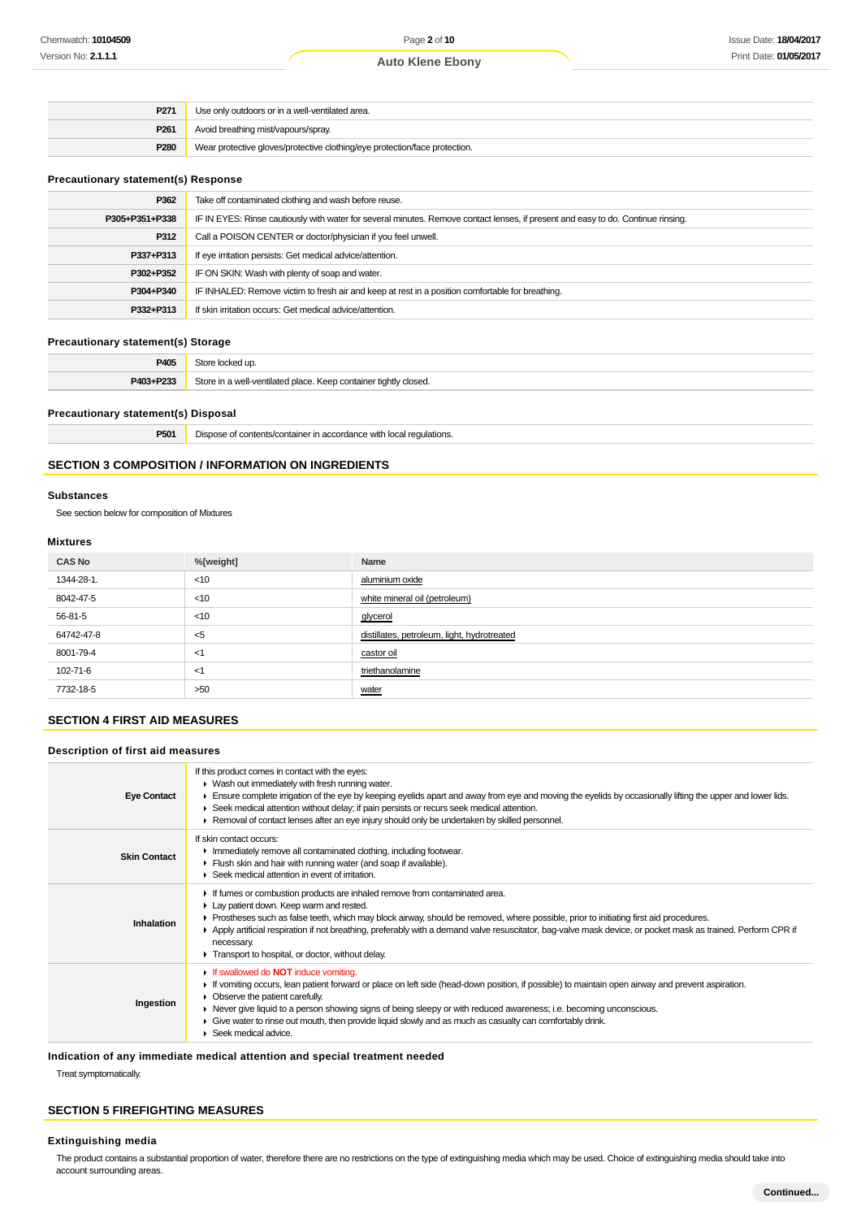| | |
|---|---|
| **P271** | Use only outdoors or in a well-ventilated area. |
| **P261** | Avoid breathing mist/vapours/spray. |
| **P280** | Wear protective gloves/protective clothing/eye protection/face protection. |

### Precautionary statement(s) Response

| | |
|---|---|
| **P362** | Take off contaminated clothing and wash before reuse. |
| **P305+P351+P338** | IF IN EYES: Rinse cautiously with water for several minutes. Remove contact lenses, if present and easy to do. Continue rinsing. |
| **P312** | Call a POISON CENTER or doctor/physician if you feel unwell. |
| **P337+P313** | If eye irritation persists: Get medical advice/attention. |
| **P302+P352** | IF ON SKIN: Wash with plenty of soap and water. |
| **P304+P340** | IF INHALED: Remove victim to fresh air and keep at rest in a position comfortable for breathing. |
| **P332+P313** | If skin irritation occurs: Get medical advice/attention. |

### Precautionary statement(s) Storage

| | |
|---|---|
| **P405** | Store locked up. |
| **P403+P233** | Store in a well-ventilated place. Keep container tightly closed. |

### Precautionary statement(s) Disposal

| | |
|---|---|
| **P501** | Dispose of contents/container in accordance with local regulations. |

## SECTION 3 COMPOSITION / INFORMATION ON INGREDIENTS

### Substances

See section below for composition of Mixtures

### Mixtures

| CAS No | %[weight] | Name |
|---|---|---|
| 1344-28-1. | <10 | aluminium oxide |
| 8042-47-5 | <10 | white mineral oil (petroleum) |
| 56-81-5 | <10 | glycerol |
| 64742-47-8 | <5 | distillates, petroleum, light, hydrotreated |
| 8001-79-4 | <1 | castor oil |
| 102-71-6 | <1 | triethanolamine |
| 7732-18-5 | >50 | water |

## SECTION 4 FIRST AID MEASURES

### Description of first aid measures

| | |
|---|---|
| **Eye Contact** | If this product comes in contact with the eyes:<br>▸ Wash out immediately with fresh running water.<br>▸ Ensure complete irrigation of the eye by keeping eyelids apart and away from eye and moving the eyelids by occasionally lifting the upper and lower lids.<br>▸ Seek medical attention without delay; if pain persists or recurs seek medical attention.<br>▸ Removal of contact lenses after an eye injury should only be undertaken by skilled personnel. |
| **Skin Contact** | If skin contact occurs:<br>▸ Immediately remove all contaminated clothing, including footwear.<br>▸ Flush skin and hair with running water (and soap if available).<br>▸ Seek medical attention in event of irritation. |
| **Inhalation** | ▸ If fumes or combustion products are inhaled remove from contaminated area.<br>▸ Lay patient down. Keep warm and rested.<br>▸ Prostheses such as false teeth, which may block airway, should be removed, where possible, prior to initiating first aid procedures.<br>▸ Apply artificial respiration if not breathing, preferably with a demand valve resuscitator, bag-valve mask device, or pocket mask as trained. Perform CPR if necessary.<br>▸ Transport to hospital, or doctor, without delay. |
| **Ingestion** | ▸ If swallowed do **NOT** induce vomiting.<br>▸ If vomiting occurs, lean patient forward or place on left side (head-down position, if possible) to maintain open airway and prevent aspiration.<br>▸ Observe the patient carefully.<br>▸ Never give liquid to a person showing signs of being sleepy or with reduced awareness; i.e. becoming unconscious.<br>▸ Give water to rinse out mouth, then provide liquid slowly and as much as casualty can comfortably drink.<br>▸ Seek medical advice. |

### Indication of any immediate medical attention and special treatment needed

Treat symptomatically.

## SECTION 5 FIREFIGHTING MEASURES

### Extinguishing media

The product contains a substantial proportion of water, therefore there are no restrictions on the type of extinguishing media which may be used. Choice of extinguishing media should take into account surrounding areas.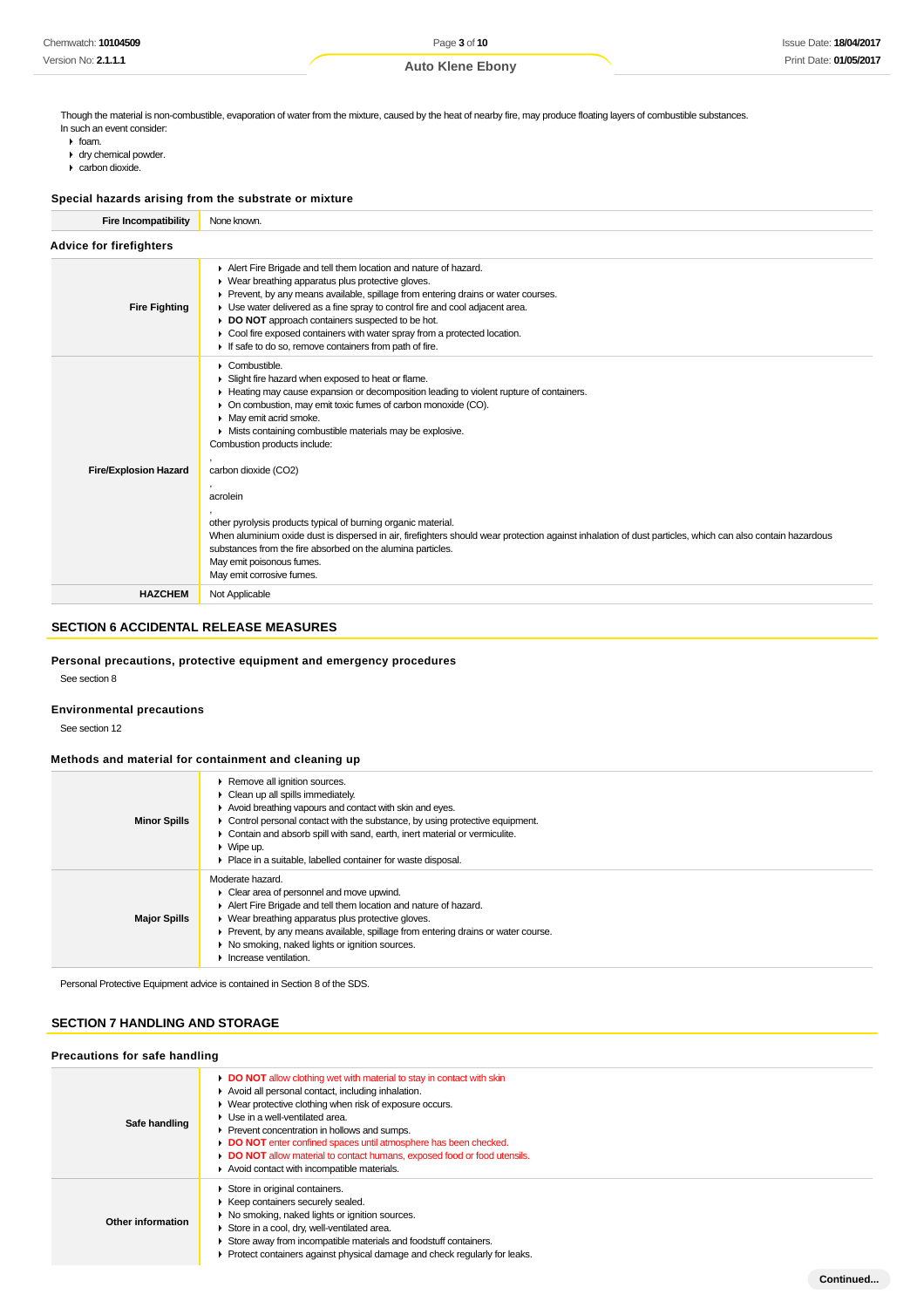Though the material is non-combustible, evaporation of water from the mixture, caused by the heat of nearby fire, may produce floating layers of combustible substances.
In such an event consider:

- foam.
- dry chemical powder.
- carbon dioxide.

### Special hazards arising from the substrate or mixture

| Fire Incompatibility | None known. |
|---|---|

### Advice for firefighters

| | |
|---|---|
| **Fire Fighting** | ▸ Alert Fire Brigade and tell them location and nature of hazard.<br>▸ Wear breathing apparatus plus protective gloves.<br>▸ Prevent, by any means available, spillage from entering drains or water courses.<br>▸ Use water delivered as a fine spray to control fire and cool adjacent area.<br>▸ **DO NOT** approach containers suspected to be hot.<br>▸ Cool fire exposed containers with water spray from a protected location.<br>▸ If safe to do so, remove containers from path of fire. |
| **Fire/Explosion Hazard** | ▸ Combustible.<br>▸ Slight fire hazard when exposed to heat or flame.<br>▸ Heating may cause expansion or decomposition leading to violent rupture of containers.<br>▸ On combustion, may emit toxic fumes of carbon monoxide (CO).<br>▸ May emit acrid smoke.<br>▸ Mists containing combustible materials may be explosive.<br>Combustion products include:<br>,<br>carbon dioxide ($CO_2$)<br>,<br>acrolein<br>,<br>other pyrolysis products typical of burning organic material.<br>When aluminium oxide dust is dispersed in air, firefighters should wear protection against inhalation of dust particles, which can also contain hazardous substances from the fire absorbed on the alumina particles.<br>May emit poisonous fumes.<br>May emit corrosive fumes. |
| **HAZCHEM** | Not Applicable |

## SECTION 6 ACCIDENTAL RELEASE MEASURES

### Personal precautions, protective equipment and emergency procedures

See section 8

### Environmental precautions

See section 12

### Methods and material for containment and cleaning up

| | |
|---|---|
| **Minor Spills** | ▸ Remove all ignition sources.<br>▸ Clean up all spills immediately.<br>▸ Avoid breathing vapours and contact with skin and eyes.<br>▸ Control personal contact with the substance, by using protective equipment.<br>▸ Contain and absorb spill with sand, earth, inert material or vermiculite.<br>▸ Wipe up.<br>▸ Place in a suitable, labelled container for waste disposal. |
| **Major Spills** | Moderate hazard.<br>▸ Clear area of personnel and move upwind.<br>▸ Alert Fire Brigade and tell them location and nature of hazard.<br>▸ Wear breathing apparatus plus protective gloves.<br>▸ Prevent, by any means available, spillage from entering drains or water course.<br>▸ No smoking, naked lights or ignition sources.<br>▸ Increase ventilation. |

Personal Protective Equipment advice is contained in Section 8 of the SDS.

## SECTION 7 HANDLING AND STORAGE

### Precautions for safe handling

| | |
|---|---|
| **Safe handling** | ▸ **DO NOT** allow clothing wet with material to stay in contact with skin<br>▸ Avoid all personal contact, including inhalation.<br>▸ Wear protective clothing when risk of exposure occurs.<br>▸ Use in a well-ventilated area.<br>▸ Prevent concentration in hollows and sumps.<br>▸ **DO NOT** enter confined spaces until atmosphere has been checked.<br>▸ **DO NOT** allow material to contact humans, exposed food or food utensils.<br>▸ Avoid contact with incompatible materials. |
| **Other information** | ▸ Store in original containers.<br>▸ Keep containers securely sealed.<br>▸ No smoking, naked lights or ignition sources.<br>▸ Store in a cool, dry, well-ventilated area.<br>▸ Store away from incompatible materials and foodstuff containers.<br>▸ Protect containers against physical damage and check regularly for leaks. |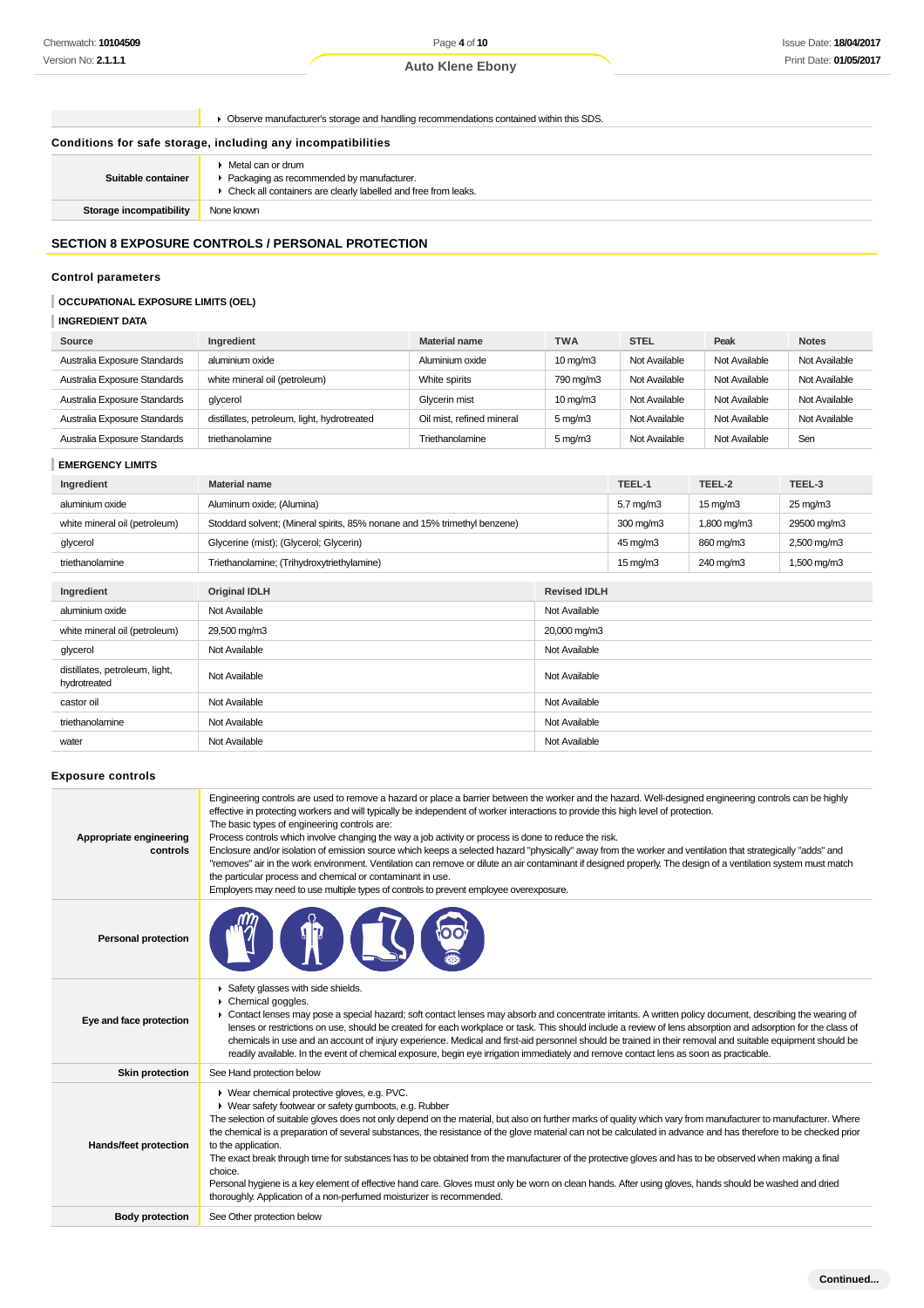| | |
|---|---|
| | ▸ Observe manufacturer's storage and handling recommendations contained within this SDS. |

### Conditions for safe storage, including any incompatibilities

| | |
|---|---|
| **Suitable container** | ▸ Metal can or drum<br>▸ Packaging as recommended by manufacturer.<br>▸ Check all containers are clearly labelled and free from leaks. |
| **Storage incompatibility** | None known |

## SECTION 8 EXPOSURE CONTROLS / PERSONAL PROTECTION

### Control parameters

#### OCCUPATIONAL EXPOSURE LIMITS (OEL)

#### INGREDIENT DATA

| Source | Ingredient | Material name | TWA | STEL | Peak | Notes |
|---|---|---|---|---|---|---|
| Australia Exposure Standards | aluminium oxide | Aluminium oxide | 10 mg/m3 | Not Available | Not Available | Not Available |
| Australia Exposure Standards | white mineral oil (petroleum) | White spirits | 790 mg/m3 | Not Available | Not Available | Not Available |
| Australia Exposure Standards | glycerol | Glycerin mist | 10 mg/m3 | Not Available | Not Available | Not Available |
| Australia Exposure Standards | distillates, petroleum, light, hydrotreated | Oil mist, refined mineral | 5 mg/m3 | Not Available | Not Available | Not Available |
| Australia Exposure Standards | triethanolamine | Triethanolamine | 5 mg/m3 | Not Available | Not Available | Sen |

#### EMERGENCY LIMITS

| Ingredient | Material name | TEEL-1 | TEEL-2 | TEEL-3 |
|---|---|---|---|---|
| aluminium oxide | Aluminum oxide; (Alumina) | 5.7 mg/m3 | 15 mg/m3 | 25 mg/m3 |
| white mineral oil (petroleum) | Stoddard solvent; (Mineral spirits, 85% nonane and 15% trimethyl benzene) | 300 mg/m3 | 1,800 mg/m3 | 29500 mg/m3 |
| glycerol | Glycerine (mist); (Glycerol; Glycerin) | 45 mg/m3 | 860 mg/m3 | 2,500 mg/m3 |
| triethanolamine | Triethanolamine; (Trihydroxytriethylamine) | 15 mg/m3 | 240 mg/m3 | 1,500 mg/m3 |

| Ingredient | Original IDLH | Revised IDLH |
|---|---|---|
| aluminium oxide | Not Available | Not Available |
| white mineral oil (petroleum) | 29,500 mg/m3 | 20,000 mg/m3 |
| glycerol | Not Available | Not Available |
| distillates, petroleum, light, hydrotreated | Not Available | Not Available |
| castor oil | Not Available | Not Available |
| triethanolamine | Not Available | Not Available |
| water | Not Available | Not Available |

### Exposure controls

| | |
|---|---|
| **Appropriate engineering controls** | Engineering controls are used to remove a hazard or place a barrier between the worker and the hazard. Well-designed engineering controls can be highly effective in protecting workers and will typically be independent of worker interactions to provide this high level of protection.<br>The basic types of engineering controls are:<br>Process controls which involve changing the way a job activity or process is done to reduce the risk.<br>Enclosure and/or isolation of emission source which keeps a selected hazard "physically" away from the worker and ventilation that strategically "adds" and "removes" air in the work environment. Ventilation can remove or dilute an air contaminant if designed properly. The design of a ventilation system must match the particular process and chemical or contaminant in use.<br>Employers may need to use multiple types of controls to prevent employee overexposure. |
| **Personal protection** | |
| **Eye and face protection** | ▸ Safety glasses with side shields.<br>▸ Chemical goggles.<br>▸ Contact lenses may pose a special hazard; soft contact lenses may absorb and concentrate irritants. A written policy document, describing the wearing of lenses or restrictions on use, should be created for each workplace or task. This should include a review of lens absorption and adsorption for the class of chemicals in use and an account of injury experience. Medical and first-aid personnel should be trained in their removal and suitable equipment should be readily available. In the event of chemical exposure, begin eye irrigation immediately and remove contact lens as soon as practicable. |
| **Skin protection** | See Hand protection below |
| **Hands/feet protection** | ▸ Wear chemical protective gloves, e.g. PVC.<br>▸ Wear safety footwear or safety gumboots, e.g. Rubber<br>The selection of suitable gloves does not only depend on the material, but also on further marks of quality which vary from manufacturer to manufacturer. Where the chemical is a preparation of several substances, the resistance of the glove material can not be calculated in advance and has therefore to be checked prior to the application.<br>The exact break through time for substances has to be obtained from the manufacturer of the protective gloves and has to be observed when making a final choice.<br>Personal hygiene is a key element of effective hand care. Gloves must only be worn on clean hands. After using gloves, hands should be washed and dried thoroughly. Application of a non-perfumed moisturizer is recommended. |
| **Body protection** | See Other protection below |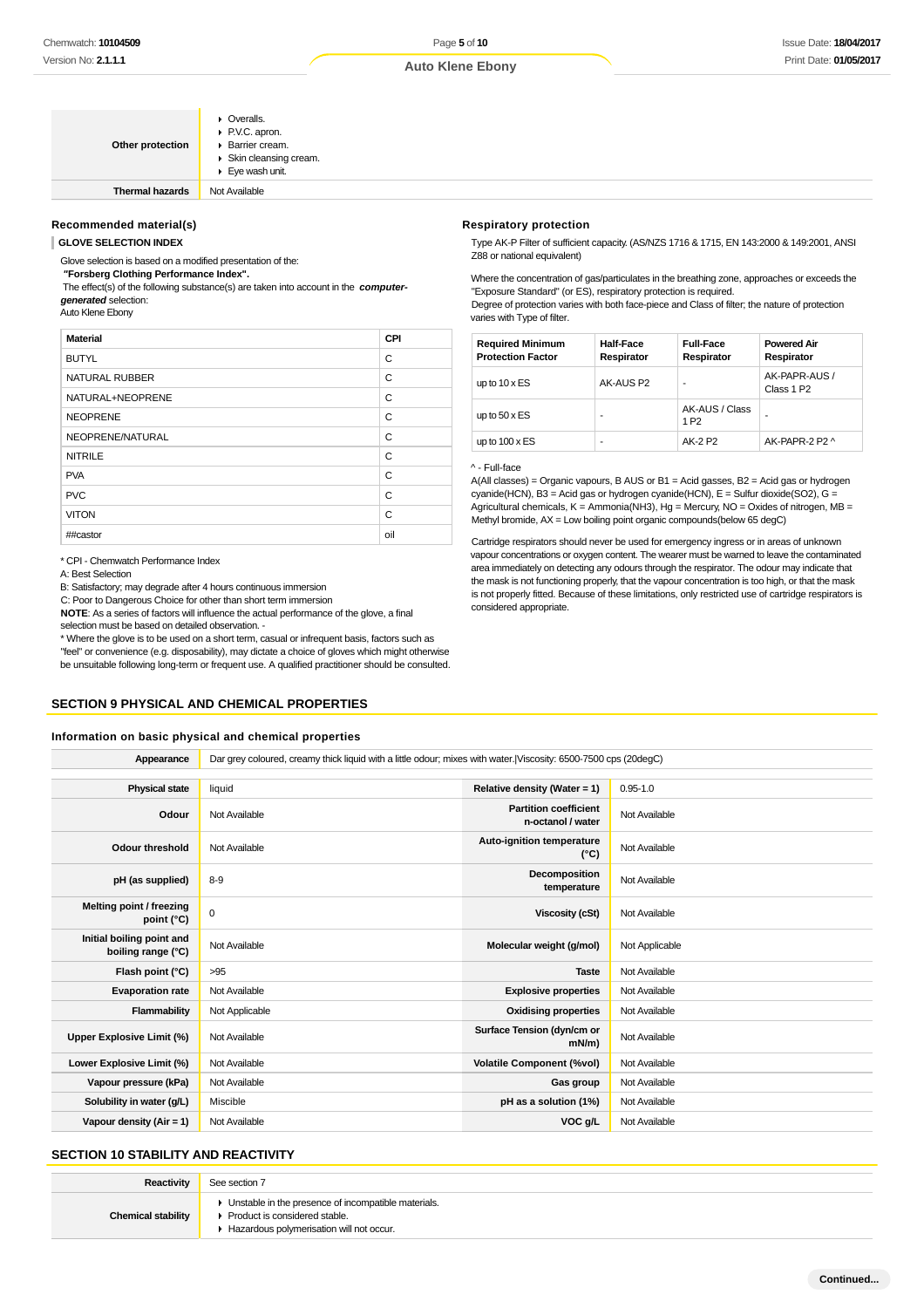| | |
|---|---|
| **Other protection** | - Overalls.<br>- P.V.C. apron.<br>- Barrier cream.<br>- Skin cleansing cream.<br>- Eye wash unit. |
| **Thermal hazards** | Not Available |

### Recommended material(s)

**GLOVE SELECTION INDEX**

Glove selection is based on a modified presentation of the:
**"Forsberg Clothing Performance Index".**
The effect(s) of the following substance(s) are taken into account in the ***computer-generated*** selection:
Auto Klene Ebony

| Material | CPI |
|---|---|
| BUTYL | C |
| NATURAL RUBBER | C |
| NATURAL+NEOPRENE | C |
| NEOPRENE | C |
| NEOPRENE/NATURAL | C |
| NITRILE | C |
| PVA | C |
| PVC | C |
| VITON | C |
| ##castor | oil |

* CPI - Chemwatch Performance Index
A: Best Selection
B: Satisfactory; may degrade after 4 hours continuous immersion
C: Poor to Dangerous Choice for other than short term immersion
**NOTE**: As a series of factors will influence the actual performance of the glove, a final selection must be based on detailed observation. -
* Where the glove is to be used on a short term, casual or infrequent basis, factors such as "feel" or convenience (e.g. disposability), may dictate a choice of gloves which might otherwise be unsuitable following long-term or frequent use. A qualified practitioner should be consulted.

### Respiratory protection

Type AK-P Filter of sufficient capacity. (AS/NZS 1716 & 1715, EN 143:2000 & 149:2001, ANSI Z88 or national equivalent)

Where the concentration of gas/particulates in the breathing zone, approaches or exceeds the "Exposure Standard" (or ES), respiratory protection is required.
Degree of protection varies with both face-piece and Class of filter; the nature of protection varies with Type of filter.

| Required Minimum Protection Factor | Half-Face Respirator | Full-Face Respirator | Powered Air Respirator |
|---|---|---|---|
| up to 10 x ES | AK-AUS P2 | - | AK-PAPR-AUS / Class 1 P2 |
| up to 50 x ES | - | AK-AUS / Class 1 P2 | - |
| up to 100 x ES | - | AK-2 P2 | AK-PAPR-2 P2 ^ |

^ - Full-face
A(All classes) = Organic vapours, B AUS or B1 = Acid gasses, B2 = Acid gas or hydrogen cyanide(HCN), B3 = Acid gas or hydrogen cyanide(HCN), E = Sulfur dioxide(SO2), G = Agricultural chemicals, K = Ammonia(NH3), Hg = Mercury, NO = Oxides of nitrogen, MB = Methyl bromide, AX = Low boiling point organic compounds(below 65 degC)

Cartridge respirators should never be used for emergency ingress or in areas of unknown vapour concentrations or oxygen content. The wearer must be warned to leave the contaminated area immediately on detecting any odours through the respirator. The odour may indicate that the mask is not functioning properly, that the vapour concentration is too high, or that the mask is not properly fitted. Because of these limitations, only restricted use of cartridge respirators is considered appropriate.

## SECTION 9 PHYSICAL AND CHEMICAL PROPERTIES

### Information on basic physical and chemical properties

| | | | |
|---|---|---|---|
| **Appearance** | Dar grey coloured, creamy thick liquid with a little odour; mixes with water.\|Viscosity: 6500-7500 cps (20degC) | | |
| **Physical state** | liquid | **Relative density (Water = 1)** | 0.95-1.0 |
| **Odour** | Not Available | **Partition coefficient n-octanol / water** | Not Available |
| **Odour threshold** | Not Available | **Auto-ignition temperature (°C)** | Not Available |
| **pH (as supplied)** | 8-9 | **Decomposition temperature** | Not Available |
| **Melting point / freezing point (°C)** | 0 | **Viscosity (cSt)** | Not Available |
| **Initial boiling point and boiling range (°C)** | Not Available | **Molecular weight (g/mol)** | Not Applicable |
| **Flash point (°C)** | >95 | **Taste** | Not Available |
| **Evaporation rate** | Not Available | **Explosive properties** | Not Available |
| **Flammability** | Not Applicable | **Oxidising properties** | Not Available |
| **Upper Explosive Limit (%)** | Not Available | **Surface Tension (dyn/cm or mN/m)** | Not Available |
| **Lower Explosive Limit (%)** | Not Available | **Volatile Component (%vol)** | Not Available |
| **Vapour pressure (kPa)** | Not Available | **Gas group** | Not Available |
| **Solubility in water (g/L)** | Miscible | **pH as a solution (1%)** | Not Available |
| **Vapour density (Air = 1)** | Not Available | **VOC g/L** | Not Available |

## SECTION 10 STABILITY AND REACTIVITY

| | |
|---|---|
| **Reactivity** | See section 7 |
| **Chemical stability** | - Unstable in the presence of incompatible materials.<br>- Product is considered stable.<br>- Hazardous polymerisation will not occur. |

Continued...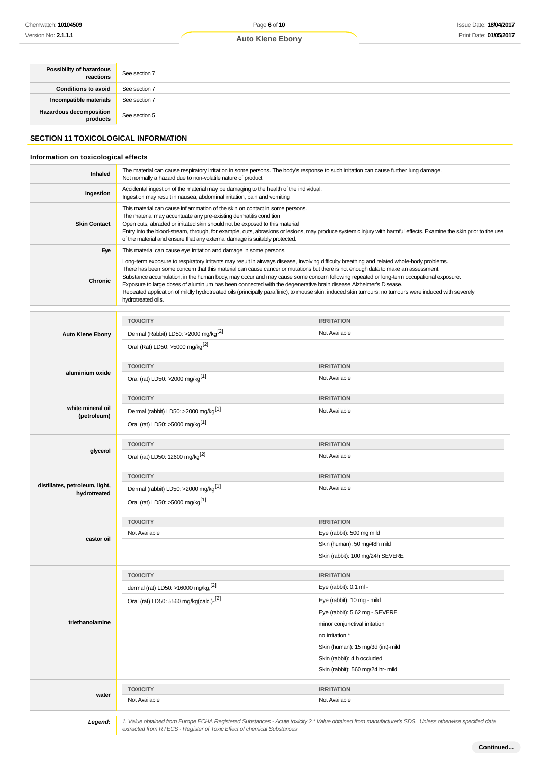| | |
|---|---|
| **Possibility of hazardous reactions** | See section 7 |
| **Conditions to avoid** | See section 7 |
| **Incompatible materials** | See section 7 |
| **Hazardous decomposition products** | See section 5 |

## SECTION 11 TOXICOLOGICAL INFORMATION

### Information on toxicological effects

| | |
|---|---|
| **Inhaled** | The material can cause respiratory irritation in some persons. The body's response to such irritation can cause further lung damage.<br>Not normally a hazard due to non-volatile nature of product |
| **Ingestion** | Accidental ingestion of the material may be damaging to the health of the individual.<br>Ingestion may result in nausea, abdominal irritation, pain and vomiting |
| **Skin Contact** | This material can cause inflammation of the skin on contact in some persons.<br>The material may accentuate any pre-existing dermatitis condition<br>Open cuts, abraded or irritated skin should not be exposed to this material<br>Entry into the blood-stream, through, for example, cuts, abrasions or lesions, may produce systemic injury with harmful effects. Examine the skin prior to the use of the material and ensure that any external damage is suitably protected. |
| **Eye** | This material can cause eye irritation and damage in some persons. |
| **Chronic** | Long-term exposure to respiratory irritants may result in airways disease, involving difficulty breathing and related whole-body problems.<br>There has been some concern that this material can cause cancer or mutations but there is not enough data to make an assessment.<br>Substance accumulation, in the human body, may occur and may cause some concern following repeated or long-term occupational exposure.<br>Exposure to large doses of aluminium has been connected with the degenerative brain disease Alzheimer's Disease.<br>Repeated application of mildly hydrotreated oils (principally paraffinic), to mouse skin, induced skin tumours; no tumours were induced with severely hydrotreated oils. |

| | TOXICITY | IRRITATION |
|---|---|---|
| **Auto Klene Ebony** | Dermal (Rabbit) LD50: >2000 mg/kg[2] | Not Available |
| | Oral (Rat) LD50: >5000 mg/kg[2] | |
| **aluminium oxide** | TOXICITY | IRRITATION |
| | Oral (rat) LD50: >2000 mg/kg[1] | Not Available |
| **white mineral oil (petroleum)** | TOXICITY | IRRITATION |
| | Dermal (rabbit) LD50: >2000 mg/kg[1] | Not Available |
| | Oral (rat) LD50: >5000 mg/kg[1] | |
| **glycerol** | TOXICITY | IRRITATION |
| | Oral (rat) LD50: 12600 mg/kg[2] | Not Available |
| **distillates, petroleum, light, hydrotreated** | TOXICITY | IRRITATION |
| | Dermal (rabbit) LD50: >2000 mg/kg[1] | Not Available |
| | Oral (rat) LD50: >5000 mg/kg[1] | |
| **castor oil** | TOXICITY | IRRITATION |
| | Not Available | Eye (rabbit): 500 mg mild |
| | | Skin (human): 50 mg/48h mild |
| | | Skin (rabbit): 100 mg/24h SEVERE |
| **triethanolamine** | TOXICITY | IRRITATION |
| | dermal (rat) LD50: >16000 mg/kg,[2] | Eye (rabbit): 0.1 ml - |
| | Oral (rat) LD50: 5560 mg/kg(calc.)-[2] | Eye (rabbit): 10 mg - mild |
| | | Eye (rabbit): 5.62 mg - SEVERE |
| | | minor conjunctival irritation |
| | | no irritation * |
| | | Skin (human): 15 mg/3d (int)-mild |
| | | Skin (rabbit): 4 h occluded |
| | | Skin (rabbit): 560 mg/24 hr- mild |
| **water** | TOXICITY | IRRITATION |
| | Not Available | Not Available |

***Legend:*** *1. Value obtained from Europe ECHA Registered Substances - Acute toxicity 2.* Value obtained from manufacturer's SDS. Unless otherwise specified data extracted from RTECS - Register of Toxic Effect of chemical Substances*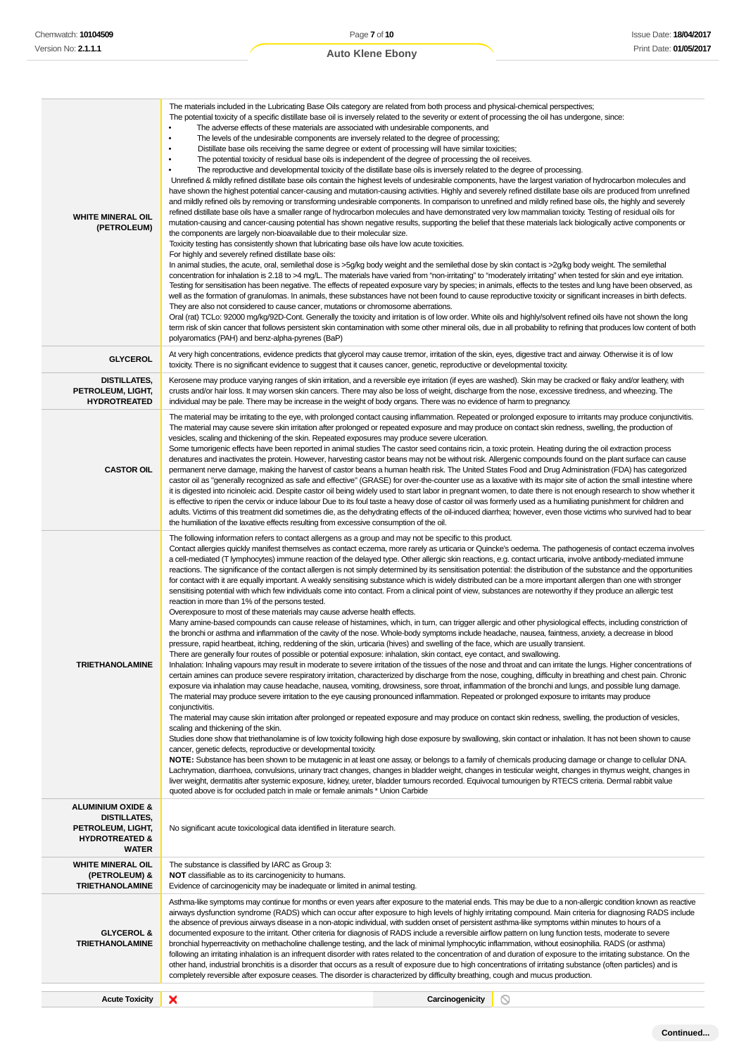| | |
|---|---|
| **WHITE MINERAL OIL (PETROLEUM)** | The materials included in the Lubricating Base Oils category are related from both process and physical-chemical perspectives;<br>The potential toxicity of a specific distillate base oil is inversely related to the severity or extent of processing the oil has undergone, since:<br>• The adverse effects of these materials are associated with undesirable components, and<br>• The levels of the undesirable components are inversely related to the degree of processing;<br>• Distillate base oils receiving the same degree or extent of processing will have similar toxicities;<br>• The potential toxicity of residual base oils is independent of the degree of processing the oil receives.<br>• The reproductive and developmental toxicity of the distillate base oils is inversely related to the degree of processing.<br>Unrefined & mildly refined distillate base oils contain the highest levels of undesirable components, have the largest variation of hydrocarbon molecules and have shown the highest potential cancer-causing and mutation-causing activities. Highly and severely refined distillate base oils are produced from unrefined and mildly refined oils by removing or transforming undesirable components. In comparison to unrefined and mildly refined base oils, the highly and severely refined distillate base oils have a smaller range of hydrocarbon molecules and have demonstrated very low mammalian toxicity. Testing of residual oils for mutation-causing and cancer-causing potential has shown negative results, supporting the belief that these materials lack biologically active components or the components are largely non-bioavailable due to their molecular size.<br>Toxicity testing has consistently shown that lubricating base oils have low acute toxicities.<br>For highly and severely refined distillate base oils:<br>In animal studies, the acute, oral, semilethal dose is >5g/kg body weight and the semilethal dose by skin contact is >2g/kg body weight. The semilethal concentration for inhalation is 2.18 to >4 mg/L. The materials have varied from "non-irritating" to "moderately irritating" when tested for skin and eye irritation. Testing for sensitisation has been negative. The effects of repeated exposure vary by species; in animals, effects to the testes and lung have been observed, as well as the formation of granulomas. In animals, these substances have not been found to cause reproductive toxicity or significant increases in birth defects. They are also not considered to cause cancer, mutations or chromosome aberrations.<br>Oral (rat) TCLo: 92000 mg/kg/92D-Cont. Generally the toxicity and irritation is of low order. White oils and highly/solvent refined oils have not shown the long term risk of skin cancer that follows persistent skin contamination with some other mineral oils, due in all probability to refining that produces low content of both polyaromatics (PAH) and benz-alpha-pyrenes (BaP) |
| **GLYCEROL** | At very high concentrations, evidence predicts that glycerol may cause tremor, irritation of the skin, eyes, digestive tract and airway. Otherwise it is of low toxicity. There is no significant evidence to suggest that it causes cancer, genetic, reproductive or developmental toxicity. |
| **DISTILLATES, PETROLEUM, LIGHT, HYDROTREATED** | Kerosene may produce varying ranges of skin irritation, and a reversible eye irritation (if eyes are washed). Skin may be cracked or flaky and/or leathery, with crusts and/or hair loss. It may worsen skin cancers. There may also be loss of weight, discharge from the nose, excessive tiredness, and wheezing. The individual may be pale. There may be increase in the weight of body organs. There was no evidence of harm to pregnancy. |
| **CASTOR OIL** | The material may be irritating to the eye, with prolonged contact causing inflammation. Repeated or prolonged exposure to irritants may produce conjunctivitis.<br>The material may cause severe skin irritation after prolonged or repeated exposure and may produce on contact skin redness, swelling, the production of vesicles, scaling and thickening of the skin. Repeated exposures may produce severe ulceration.<br>Some tumorigenic effects have been reported in animal studies The castor seed contains ricin, a toxic protein. Heating during the oil extraction process denatures and inactivates the protein. However, harvesting castor beans may not be without risk. Allergenic compounds found on the plant surface can cause permanent nerve damage, making the harvest of castor beans a human health risk. The United States Food and Drug Administration (FDA) has categorized castor oil as "generally recognized as safe and effective" (GRASE) for over-the-counter use as a laxative with its major site of action the small intestine where it is digested into ricinoleic acid. Despite castor oil being widely used to start labor in pregnant women, to date there is not enough research to show whether it is effective to ripen the cervix or induce labour Due to its foul taste a heavy dose of castor oil was formerly used as a humiliating punishment for children and adults. Victims of this treatment did sometimes die, as the dehydrating effects of the oil-induced diarrhea; however, even those victims who survived had to bear the humiliation of the laxative effects resulting from excessive consumption of the oil. |
| **TRIETHANOLAMINE** | The following information refers to contact allergens as a group and may not be specific to this product.<br>Contact allergies quickly manifest themselves as contact eczema, more rarely as urticaria or Quincke's oedema. The pathogenesis of contact eczema involves a cell-mediated (T lymphocytes) immune reaction of the delayed type. Other allergic skin reactions, e.g. contact urticaria, involve antibody-mediated immune reactions. The significance of the contact allergen is not simply determined by its sensitisation potential: the distribution of the substance and the opportunities for contact with it are equally important. A weakly sensitising substance which is widely distributed can be a more important allergen than one with stronger sensitising potential with which few individuals come into contact. From a clinical point of view, substances are noteworthy if they produce an allergic test reaction in more than 1% of the persons tested.<br>Overexposure to most of these materials may cause adverse health effects.<br>Many amine-based compounds can cause release of histamines, which, in turn, can trigger allergic and other physiological effects, including constriction of the bronchi or asthma and inflammation of the cavity of the nose. Whole-body symptoms include headache, nausea, faintness, anxiety, a decrease in blood pressure, rapid heartbeat, itching, reddening of the skin, urticaria (hives) and swelling of the face, which are usually transient.<br>There are generally four routes of possible or potential exposure: inhalation, skin contact, eye contact, and swallowing.<br>Inhalation: Inhaling vapours may result in moderate to severe irritation of the tissues of the nose and throat and can irritate the lungs. Higher concentrations of certain amines can produce severe respiratory irritation, characterized by discharge from the nose, coughing, difficulty in breathing and chest pain. Chronic exposure via inhalation may cause headache, nausea, vomiting, drowsiness, sore throat, inflammation of the bronchi and lungs, and possible lung damage.<br>The material may produce severe irritation to the eye causing pronounced inflammation. Repeated or prolonged exposure to irritants may produce conjunctivitis.<br>The material may cause skin irritation after prolonged or repeated exposure and may produce on contact skin redness, swelling, the production of vesicles, scaling and thickening of the skin.<br>Studies done show that triethanolamine is of low toxicity following high dose exposure by swallowing, skin contact or inhalation. It has not been shown to cause cancer, genetic defects, reproductive or developmental toxicity.<br>**NOTE:** Substance has been shown to be mutagenic in at least one assay, or belongs to a family of chemicals producing damage or change to cellular DNA.<br>Lachrymation, diarrhoea, convulsions, urinary tract changes, changes in bladder weight, changes in testicular weight, changes in thymus weight, changes in liver weight, dermatitis after systemic exposure, kidney, ureter, bladder tumours recorded. Equivocal tumourigen by RTECS criteria. Dermal rabbit value quoted above is for occluded patch in male or female animals * Union Carbide |
| **ALUMINIUM OXIDE & DISTILLATES, PETROLEUM, LIGHT, HYDROTREATED & WATER** | No significant acute toxicological data identified in literature search. |
| **WHITE MINERAL OIL (PETROLEUM) & TRIETHANOLAMINE** | The substance is classified by IARC as Group 3:<br>**NOT** classifiable as to its carcinogenicity to humans.<br>Evidence of carcinogenicity may be inadequate or limited in animal testing. |
| **GLYCEROL & TRIETHANOLAMINE** | Asthma-like symptoms may continue for months or even years after exposure to the material ends. This may be due to a non-allergic condition known as reactive airways dysfunction syndrome (RADS) which can occur after exposure to high levels of highly irritating compound. Main criteria for diagnosing RADS include the absence of previous airways disease in a non-atopic individual, with sudden onset of persistent asthma-like symptoms within minutes to hours of a documented exposure to the irritant. Other criteria for diagnosis of RADS include a reversible airflow pattern on lung function tests, moderate to severe bronchial hyperreactivity on methacholine challenge testing, and the lack of minimal lymphocytic inflammation, without eosinophilia. RADS (or asthma) following an irritating inhalation is an infrequent disorder with rates related to the concentration of and duration of exposure to the irritating substance. On the other hand, industrial bronchitis is a disorder that occurs as a result of exposure due to high concentrations of irritating substance (often particles) and is completely reversible after exposure ceases. The disorder is characterized by difficulty breathing, cough and mucus production. |

| | | | |
|---|---|---|---|
| **Acute Toxicity** | ✘ | **Carcinogenicity** | ⊘ |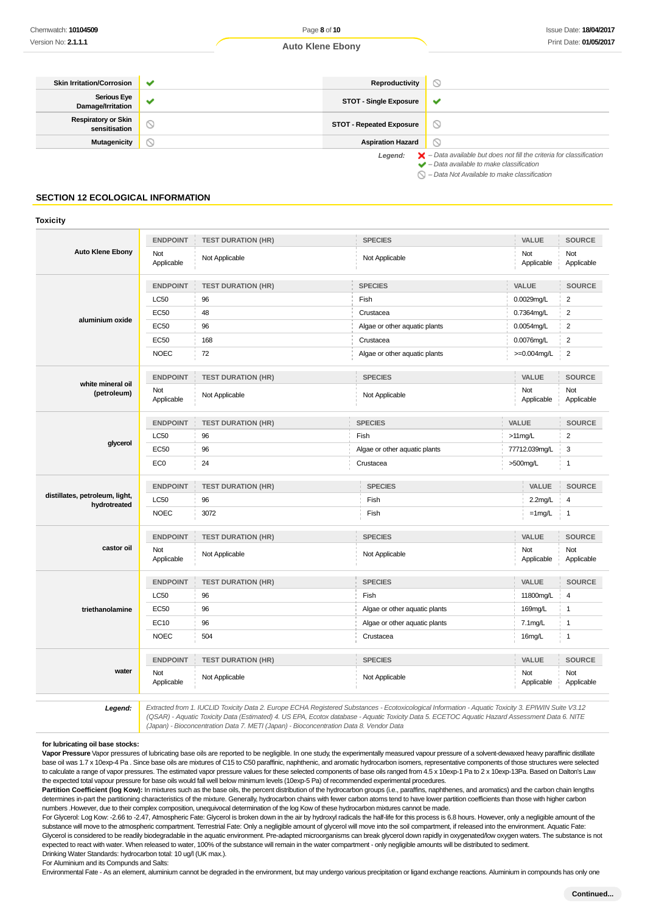| Skin Irritation/Corrosion | ✔ | Reproductivity | ⦸ |
|---|---|---|---|
| Serious Eye Damage/Irritation | ✔ | STOT - Single Exposure | ✔ |
| Respiratory or Skin sensitisation | ⦸ | STOT - Repeated Exposure | ⦸ |
| Mutagenicity | ⦸ | Aspiration Hazard | ⦸ |

*Legend:* ✖ – Data available but does not fill the criteria for classification
✔ – Data available to make classification
⦸ – Data Not Available to make classification

## SECTION 12 ECOLOGICAL INFORMATION

### Toxicity

| | ENDPOINT | TEST DURATION (HR) | SPECIES | VALUE | SOURCE |
|---|---|---|---|---|---|
| **Auto Klene Ebony** | Not Applicable | Not Applicable | Not Applicable | Not Applicable | Not Applicable |
| **aluminium oxide** | LC50 | 96 | Fish | 0.0029mg/L | 2 |
| | EC50 | 48 | Crustacea | 0.7364mg/L | 2 |
| | EC50 | 96 | Algae or other aquatic plants | 0.0054mg/L | 2 |
| | EC50 | 168 | Crustacea | 0.0076mg/L | 2 |
| | NOEC | 72 | Algae or other aquatic plants | >=0.004mg/L | 2 |
| **white mineral oil (petroleum)** | Not Applicable | Not Applicable | Not Applicable | Not Applicable | Not Applicable |
| **glycerol** | LC50 | 96 | Fish | >11mg/L | 2 |
| | EC50 | 96 | Algae or other aquatic plants | 77712.039mg/L | 3 |
| | EC0 | 24 | Crustacea | >500mg/L | 1 |
| **distillates, petroleum, light, hydrotreated** | LC50 | 96 | Fish | 2.2mg/L | 4 |
| | NOEC | 3072 | Fish | =1mg/L | 1 |
| **castor oil** | Not Applicable | Not Applicable | Not Applicable | Not Applicable | Not Applicable |
| **triethanolamine** | LC50 | 96 | Fish | 11800mg/L | 4 |
| | EC50 | 96 | Algae or other aquatic plants | 169mg/L | 1 |
| | EC10 | 96 | Algae or other aquatic plants | 7.1mg/L | 1 |
| | NOEC | 504 | Crustacea | 16mg/L | 1 |
| **water** | Not Applicable | Not Applicable | Not Applicable | Not Applicable | Not Applicable |

**Legend:** *Extracted from 1. IUCLID Toxicity Data 2. Europe ECHA Registered Substances - Ecotoxicological Information - Aquatic Toxicity 3. EPIWIN Suite V3.12 (QSAR) - Aquatic Toxicity Data (Estimated) 4. US EPA, Ecotox database - Aquatic Toxicity Data 5. ECETOC Aquatic Hazard Assessment Data 6. NITE (Japan) - Bioconcentration Data 7. METI (Japan) - Bioconcentration Data 8. Vendor Data*

**for lubricating oil base stocks:**
**Vapor Pressure** Vapor pressures of lubricating base oils are reported to be negligible. In one study, the experimentally measured vapour pressure of a solvent-dewaxed heavy paraffinic distillate base oil was 1.7 x 10exp-4 Pa . Since base oils are mixtures of C15 to C50 paraffinic, naphthenic, and aromatic hydrocarbon isomers, representative components of those structures were selected to calculate a range of vapor pressures. The estimated vapor pressure values for these selected components of base oils ranged from 4.5 x 10exp-1 Pa to 2 x 10exp-13Pa. Based on Dalton's Law the expected total vapour pressure for base oils would fall well below minimum levels (10exp-5 Pa) of recommended experimental procedures.
**Partition Coefficient (log Kow):** In mixtures such as the base oils, the percent distribution of the hydrocarbon groups (i.e., paraffins, naphthenes, and aromatics) and the carbon chain lengths determines in-part the partitioning characteristics of the mixture. Generally, hydrocarbon chains with fewer carbon atoms tend to have lower partition coefficients than those with higher carbon numbers .However, due to their complex composition, unequivocal determination of the log Kow of these hydrocarbon mixtures cannot be made.
For Glycerol: Log Kow: -2.66 to -2.47, Atmospheric Fate: Glycerol is broken down in the air by hydroxyl radicals the half-life for this process is 6.8 hours. However, only a negligible amount of the substance will move to the atmospheric compartment. Terrestrial Fate: Only a negligible amount of glycerol will move into the soil compartment, if released into the environment. Aquatic Fate: Glycerol is considered to be readily biodegradable in the aquatic environment. Pre-adapted microorganisms can break glycerol down rapidly in oxygenated/low oxygen waters. The substance is not expected to react with water. When released to water, 100% of the substance will remain in the water compartment - only negligible amounts will be distributed to sediment.
Drinking Water Standards: hydrocarbon total: 10 ug/l (UK max.).
For Aluminium and its Compunds and Salts:
Environmental Fate - As an element, aluminium cannot be degraded in the environment, but may undergo various precipitation or ligand exchange reactions. Aluminium in compounds has only one

Continued...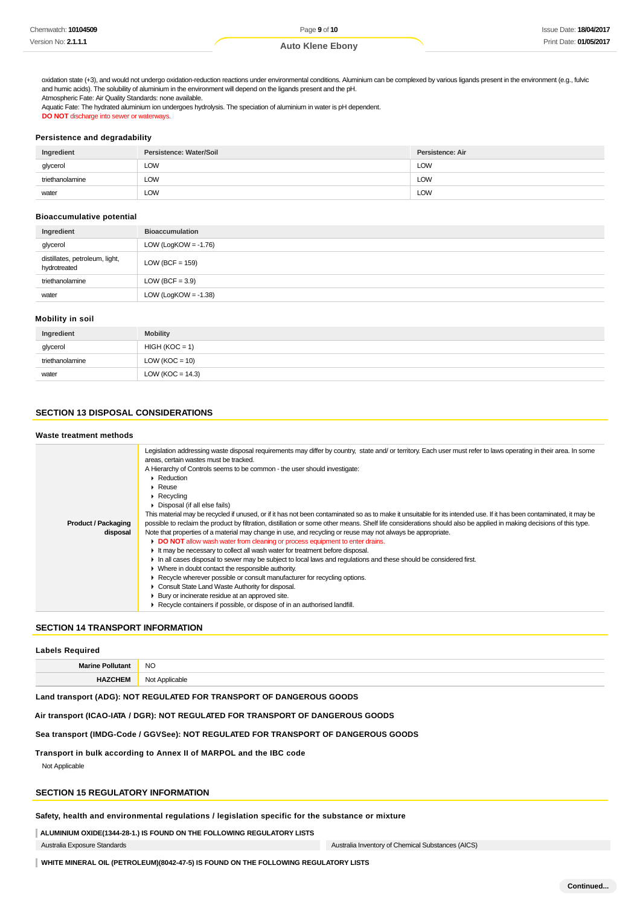oxidation state (+3), and would not undergo oxidation-reduction reactions under environmental conditions. Aluminium can be complexed by various ligands present in the environment (e.g., fulvic and humic acids). The solubility of aluminium in the environment will depend on the ligands present and the pH.
Atmospheric Fate: Air Quality Standards: none available.
Aquatic Fate: The hydrated aluminium ion undergoes hydrolysis. The speciation of aluminium in water is pH dependent.
**DO NOT** discharge into sewer or waterways.

### Persistence and degradability

| Ingredient | Persistence: Water/Soil | Persistence: Air |
|---|---|---|
| glycerol | LOW | LOW |
| triethanolamine | LOW | LOW |
| water | LOW | LOW |

### Bioaccumulative potential

| Ingredient | Bioaccumulation |
|---|---|
| glycerol | LOW (LogKOW = -1.76) |
| distillates, petroleum, light, hydrotreated | LOW (BCF = 159) |
| triethanolamine | LOW (BCF = 3.9) |
| water | LOW (LogKOW = -1.38) |

### Mobility in soil

| Ingredient | Mobility |
|---|---|
| glycerol | HIGH (KOC = 1) |
| triethanolamine | LOW (KOC = 10) |
| water | LOW (KOC = 14.3) |

## SECTION 13 DISPOSAL CONSIDERATIONS

### Waste treatment methods

| | |
|---|---|
| **Product / Packaging disposal** | Legislation addressing waste disposal requirements may differ by country, state and/ or territory. Each user must refer to laws operating in their area. In some areas, certain wastes must be tracked.<br>A Hierarchy of Controls seems to be common - the user should investigate:<br>▸ Reduction<br>▸ Reuse<br>▸ Recycling<br>▸ Disposal (if all else fails)<br>This material may be recycled if unused, or if it has not been contaminated so as to make it unsuitable for its intended use. If it has been contaminated, it may be possible to reclaim the product by filtration, distillation or some other means. Shelf life considerations should also be applied in making decisions of this type. Note that properties of a material may change in use, and recycling or reuse may not always be appropriate.<br>▸ **DO NOT** allow wash water from cleaning or process equipment to enter drains.<br>▸ It may be necessary to collect all wash water for treatment before disposal.<br>▸ In all cases disposal to sewer may be subject to local laws and regulations and these should be considered first.<br>▸ Where in doubt contact the responsible authority.<br>▸ Recycle wherever possible or consult manufacturer for recycling options.<br>▸ Consult State Land Waste Authority for disposal.<br>▸ Bury or incinerate residue at an approved site.<br>▸ Recycle containers if possible, or dispose of in an authorised landfill. |

## SECTION 14 TRANSPORT INFORMATION

### Labels Required

| | |
|---|---|
| **Marine Pollutant** | NO |
| **HAZCHEM** | Not Applicable |

**Land transport (ADG): NOT REGULATED FOR TRANSPORT OF DANGEROUS GOODS**

**Air transport (ICAO-IATA / DGR): NOT REGULATED FOR TRANSPORT OF DANGEROUS GOODS**

**Sea transport (IMDG-Code / GGVSee): NOT REGULATED FOR TRANSPORT OF DANGEROUS GOODS**

**Transport in bulk according to Annex II of MARPOL and the IBC code**

Not Applicable

## SECTION 15 REGULATORY INFORMATION

### Safety, health and environmental regulations / legislation specific for the substance or mixture

**ALUMINIUM OXIDE(1344-28-1.) IS FOUND ON THE FOLLOWING REGULATORY LISTS**

| | |
|---|---|
| Australia Exposure Standards | Australia Inventory of Chemical Substances (AICS) |

**WHITE MINERAL OIL (PETROLEUM)(8042-47-5) IS FOUND ON THE FOLLOWING REGULATORY LISTS**

Continued...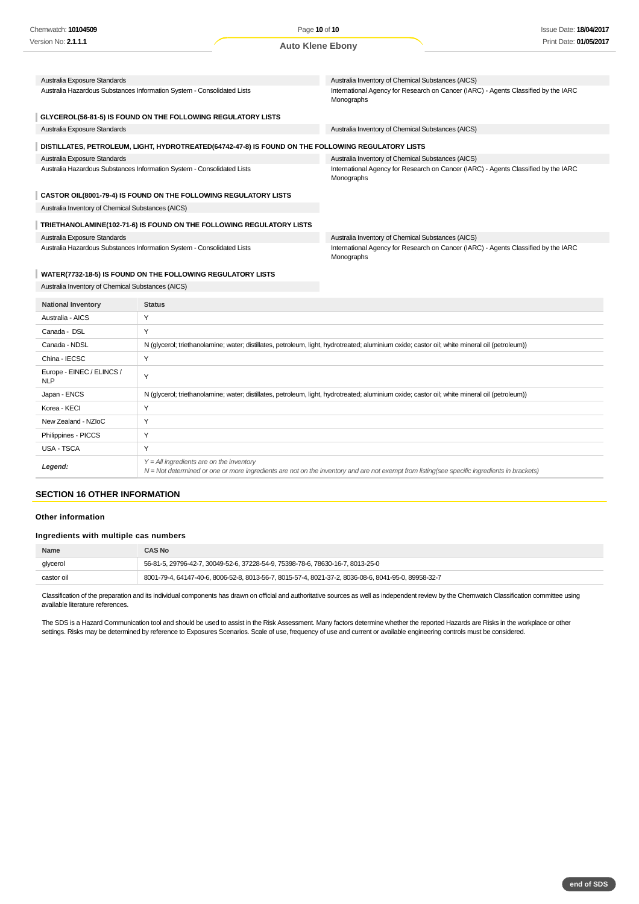| | |
|---|---|
| Australia Exposure Standards | Australia Inventory of Chemical Substances (AICS) |
| Australia Hazardous Substances Information System - Consolidated Lists | International Agency for Research on Cancer (IARC) - Agents Classified by the IARC Monographs |

**GLYCEROL(56-81-5) IS FOUND ON THE FOLLOWING REGULATORY LISTS**

| | |
|---|---|
| Australia Exposure Standards | Australia Inventory of Chemical Substances (AICS) |

**DISTILLATES, PETROLEUM, LIGHT, HYDROTREATED(64742-47-8) IS FOUND ON THE FOLLOWING REGULATORY LISTS**

| | |
|---|---|
| Australia Exposure Standards | Australia Inventory of Chemical Substances (AICS) |
| Australia Hazardous Substances Information System - Consolidated Lists | International Agency for Research on Cancer (IARC) - Agents Classified by the IARC Monographs |

**CASTOR OIL(8001-79-4) IS FOUND ON THE FOLLOWING REGULATORY LISTS**

Australia Inventory of Chemical Substances (AICS)

**TRIETHANOLAMINE(102-71-6) IS FOUND ON THE FOLLOWING REGULATORY LISTS**

| | |
|---|---|
| Australia Exposure Standards | Australia Inventory of Chemical Substances (AICS) |
| Australia Hazardous Substances Information System - Consolidated Lists | International Agency for Research on Cancer (IARC) - Agents Classified by the IARC Monographs |

**WATER(7732-18-5) IS FOUND ON THE FOLLOWING REGULATORY LISTS**

Australia Inventory of Chemical Substances (AICS)

| National Inventory | Status |
|---|---|
| Australia - AICS | Y |
| Canada - DSL | Y |
| Canada - NDSL | N (glycerol; triethanolamine; water; distillates, petroleum, light, hydrotreated; aluminium oxide; castor oil; white mineral oil (petroleum)) |
| China - IECSC | Y |
| Europe - EINEC / ELINCS / NLP | Y |
| Japan - ENCS | N (glycerol; triethanolamine; water; distillates, petroleum, light, hydrotreated; aluminium oxide; castor oil; white mineral oil (petroleum)) |
| Korea - KECI | Y |
| New Zealand - NZIoC | Y |
| Philippines - PICCS | Y |
| USA - TSCA | Y |
| ***Legend:*** | *Y = All ingredients are on the inventory*<br>*N = Not determined or one or more ingredients are not on the inventory and are not exempt from listing(see specific ingredients in brackets)* |

## SECTION 16 OTHER INFORMATION

### Other information

### Ingredients with multiple cas numbers

| Name | CAS No |
|---|---|
| glycerol | 56-81-5, 29796-42-7, 30049-52-6, 37228-54-9, 75398-78-6, 78630-16-7, 8013-25-0 |
| castor oil | 8001-79-4, 64147-40-6, 8006-52-8, 8013-56-7, 8015-57-4, 8021-37-2, 8036-08-6, 8041-95-0, 89958-32-7 |

Classification of the preparation and its individual components has drawn on official and authoritative sources as well as independent review by the Chemwatch Classification committee using available literature references.

The SDS is a Hazard Communication tool and should be used to assist in the Risk Assessment. Many factors determine whether the reported Hazards are Risks in the workplace or other settings. Risks may be determined by reference to Exposures Scenarios. Scale of use, frequency of use and current or available engineering controls must be considered.

**end of SDS**